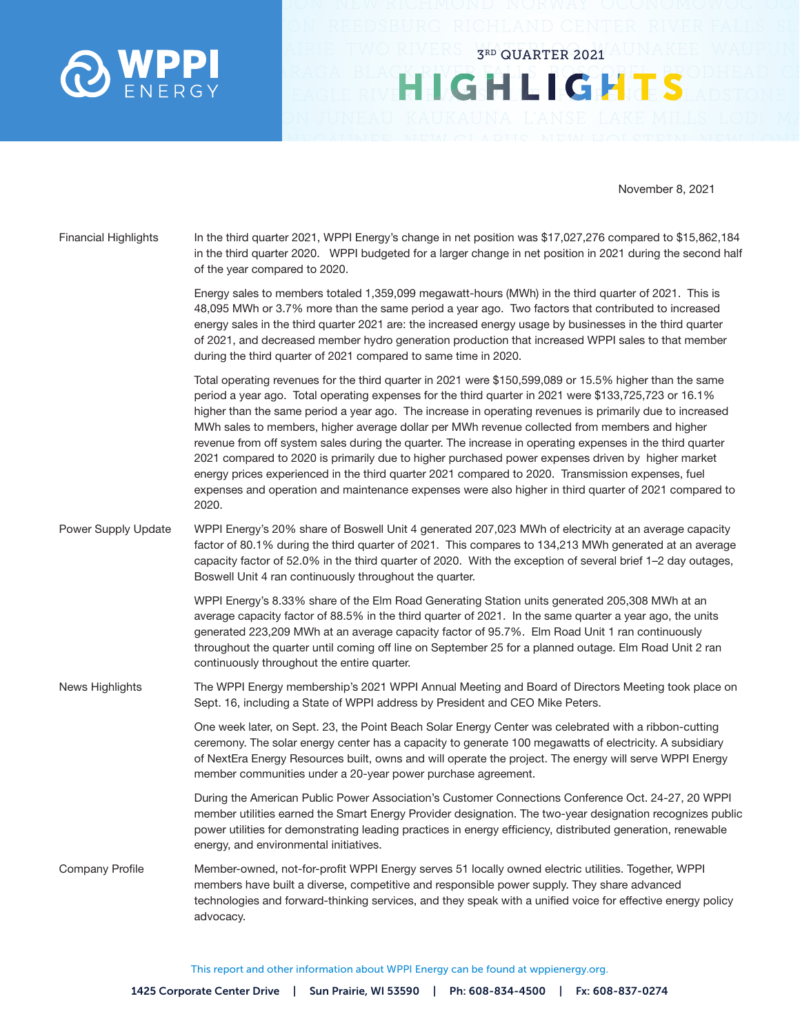# WPPI ENERGY

## 3RD QUARTER 2021 HIGHLIGHTS

November 8, 2021

**Financial Highlights**

In the third quarter 2021, WPPI Energy's change in net position was $17,027,276 compared to $15,862,184 in the third quarter 2020. WPPI budgeted for a larger change in net position in 2021 during the second half of the year compared to 2020.

Energy sales to members totaled 1,359,099 megawatt-hours (MWh) in the third quarter of 2021. This is 48,095 MWh or 3.7% more than the same period a year ago. Two factors that contributed to increased energy sales in the third quarter 2021 are: the increased energy usage by businesses in the third quarter of 2021, and decreased member hydro generation production that increased WPPI sales to that member during the third quarter of 2021 compared to same time in 2020.

Total operating revenues for the third quarter in 2021 were $150,599,089 or 15.5% higher than the same period a year ago. Total operating expenses for the third quarter in 2021 were $133,725,723 or 16.1% higher than the same period a year ago. The increase in operating revenues is primarily due to increased MWh sales to members, higher average dollar per MWh revenue collected from members and higher revenue from off system sales during the quarter. The increase in operating expenses in the third quarter 2021 compared to 2020 is primarily due to higher purchased power expenses driven by higher market energy prices experienced in the third quarter 2021 compared to 2020. Transmission expenses, fuel expenses and operation and maintenance expenses were also higher in third quarter of 2021 compared to 2020.

**Power Supply Update**

WPPI Energy's 20% share of Boswell Unit 4 generated 207,023 MWh of electricity at an average capacity factor of 80.1% during the third quarter of 2021. This compares to 134,213 MWh generated at an average capacity factor of 52.0% in the third quarter of 2020. With the exception of several brief 1–2 day outages, Boswell Unit 4 ran continuously throughout the quarter.

WPPI Energy's 8.33% share of the Elm Road Generating Station units generated 205,308 MWh at an average capacity factor of 88.5% in the third quarter of 2021. In the same quarter a year ago, the units generated 223,209 MWh at an average capacity factor of 95.7%. Elm Road Unit 1 ran continuously throughout the quarter until coming off line on September 25 for a planned outage. Elm Road Unit 2 ran continuously throughout the entire quarter.

**News Highlights**

The WPPI Energy membership's 2021 WPPI Annual Meeting and Board of Directors Meeting took place on Sept. 16, including a State of WPPI address by President and CEO Mike Peters.

One week later, on Sept. 23, the Point Beach Solar Energy Center was celebrated with a ribbon-cutting ceremony. The solar energy center has a capacity to generate 100 megawatts of electricity. A subsidiary of NextEra Energy Resources built, owns and will operate the project. The energy will serve WPPI Energy member communities under a 20-year power purchase agreement.

During the American Public Power Association's Customer Connections Conference Oct. 24-27, 20 WPPI member utilities earned the Smart Energy Provider designation. The two-year designation recognizes public power utilities for demonstrating leading practices in energy efficiency, distributed generation, renewable energy, and environmental initiatives.

**Company Profile**

Member-owned, not-for-profit WPPI Energy serves 51 locally owned electric utilities. Together, WPPI members have built a diverse, competitive and responsible power supply. They share advanced technologies and forward-thinking services, and they speak with a unified voice for effective energy policy advocacy.

This report and other information about WPPI Energy can be found at wppienergy.org.

1425 Corporate Center Drive | Sun Prairie, WI 53590 | Ph: 608-834-4500 | Fx: 608-837-0274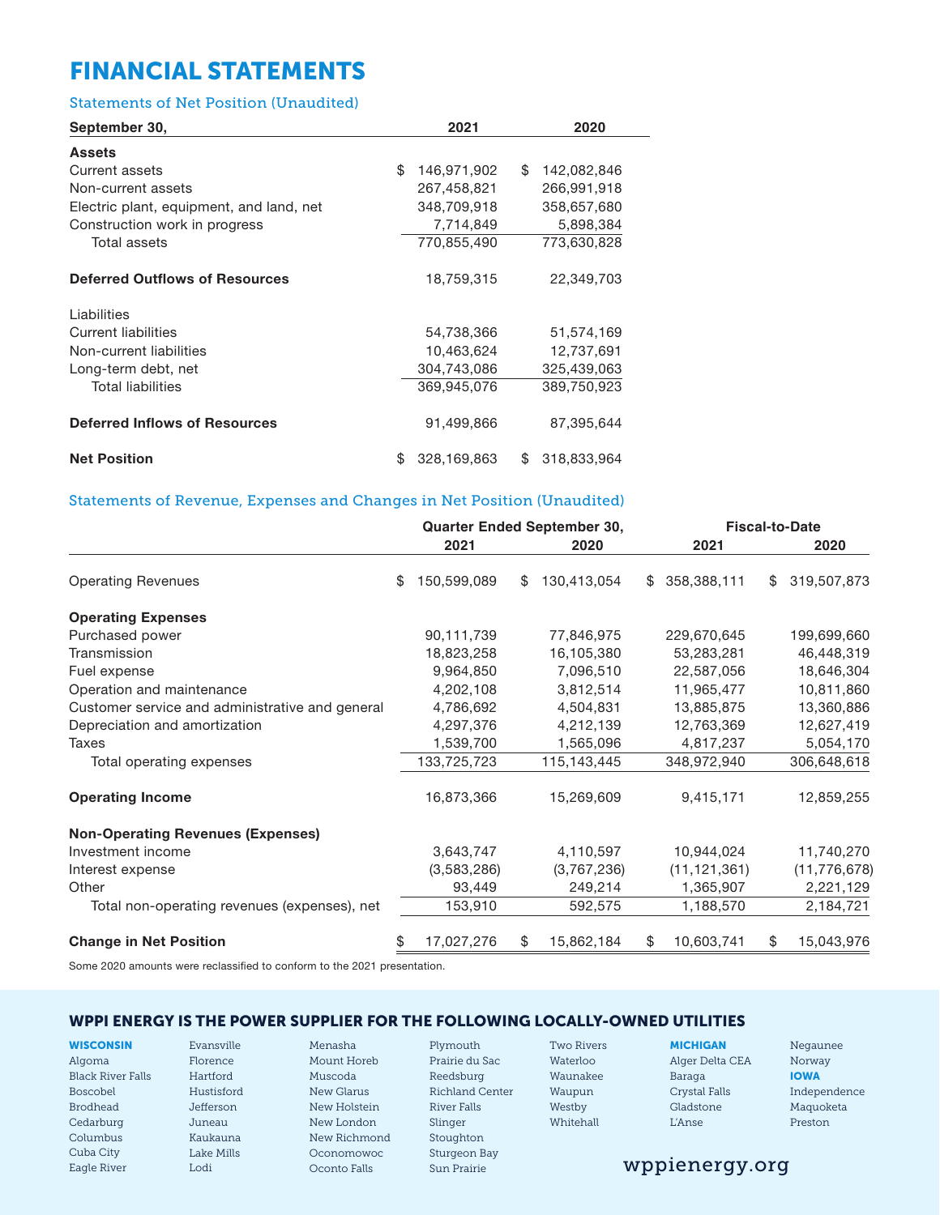# FINANCIAL STATEMENTS

## Statements of Net Position (Unaudited)

| September 30, | 2021 | 2020 |
|---|---|---|
| **Assets** | | |
| Current assets | $ 146,971,902 | $ 142,082,846 |
| Non-current assets | 267,458,821 | 266,991,918 |
| Electric plant, equipment, and land, net | 348,709,918 | 358,657,680 |
| Construction work in progress | 7,714,849 | 5,898,384 |
| Total assets | 770,855,490 | 773,630,828 |
| **Deferred Outflows of Resources** | 18,759,315 | 22,349,703 |
| Liabilities | | |
| Current liabilities | 54,738,366 | 51,574,169 |
| Non-current liabilities | 10,463,624 | 12,737,691 |
| Long-term debt, net | 304,743,086 | 325,439,063 |
| Total liabilities | 369,945,076 | 389,750,923 |
| **Deferred Inflows of Resources** | 91,499,866 | 87,395,644 |
| **Net Position** | $ 328,169,863 | $ 318,833,964 |

## Statements of Revenue, Expenses and Changes in Net Position (Unaudited)

| | Quarter Ended September 30, | | Fiscal-to-Date | |
|---|---|---|---|---|
| | 2021 | 2020 | 2021 | 2020 |
| Operating Revenues | $ 150,599,089 | $ 130,413,054 | $ 358,388,111 | $ 319,507,873 |
| **Operating Expenses** | | | | |
| Purchased power | 90,111,739 | 77,846,975 | 229,670,645 | 199,699,660 |
| Transmission | 18,823,258 | 16,105,380 | 53,283,281 | 46,448,319 |
| Fuel expense | 9,964,850 | 7,096,510 | 22,587,056 | 18,646,304 |
| Operation and maintenance | 4,202,108 | 3,812,514 | 11,965,477 | 10,811,860 |
| Customer service and administrative and general | 4,786,692 | 4,504,831 | 13,885,875 | 13,360,886 |
| Depreciation and amortization | 4,297,376 | 4,212,139 | 12,763,369 | 12,627,419 |
| Taxes | 1,539,700 | 1,565,096 | 4,817,237 | 5,054,170 |
| Total operating expenses | 133,725,723 | 115,143,445 | 348,972,940 | 306,648,618 |
| **Operating Income** | 16,873,366 | 15,269,609 | 9,415,171 | 12,859,255 |
| **Non-Operating Revenues (Expenses)** | | | | |
| Investment income | 3,643,747 | 4,110,597 | 10,944,024 | 11,740,270 |
| Interest expense | (3,583,286) | (3,767,236) | (11,121,361) | (11,776,678) |
| Other | 93,449 | 249,214 | 1,365,907 | 2,221,129 |
| Total non-operating revenues (expenses), net | 153,910 | 592,575 | 1,188,570 | 2,184,721 |
| **Change in Net Position** | $ 17,027,276 | $ 15,862,184 | $ 10,603,741 | $ 15,043,976 |

Some 2020 amounts were reclassified to conform to the 2021 presentation.

## WPPI ENERGY IS THE POWER SUPPLIER FOR THE FOLLOWING LOCALLY-OWNED UTILITIES

**WISCONSIN**
Algoma
Black River Falls
Boscobel
Brodhead
Cedarburg
Columbus
Cuba City
Eagle River
Evansville
Florence
Hartford
Hustisford
Jefferson
Juneau
Kaukauna
Lake Mills
Lodi
Menasha
Mount Horeb
Muscoda
New Glarus
New Holstein
New London
New Richmond
Oconomowoc
Oconto Falls
Plymouth
Prairie du Sac
Reedsburg
Richland Center
River Falls
Slinger
Stoughton
Sturgeon Bay
Sun Prairie
Two Rivers
Waterloo
Waunakee
Waupun
Westby
Whitehall

**MICHIGAN**
Alger Delta CEA
Baraga
Crystal Falls
Gladstone
L'Anse
Negaunee
Norway

**IOWA**
Independence
Maquoketa
Preston

wppienergy.org